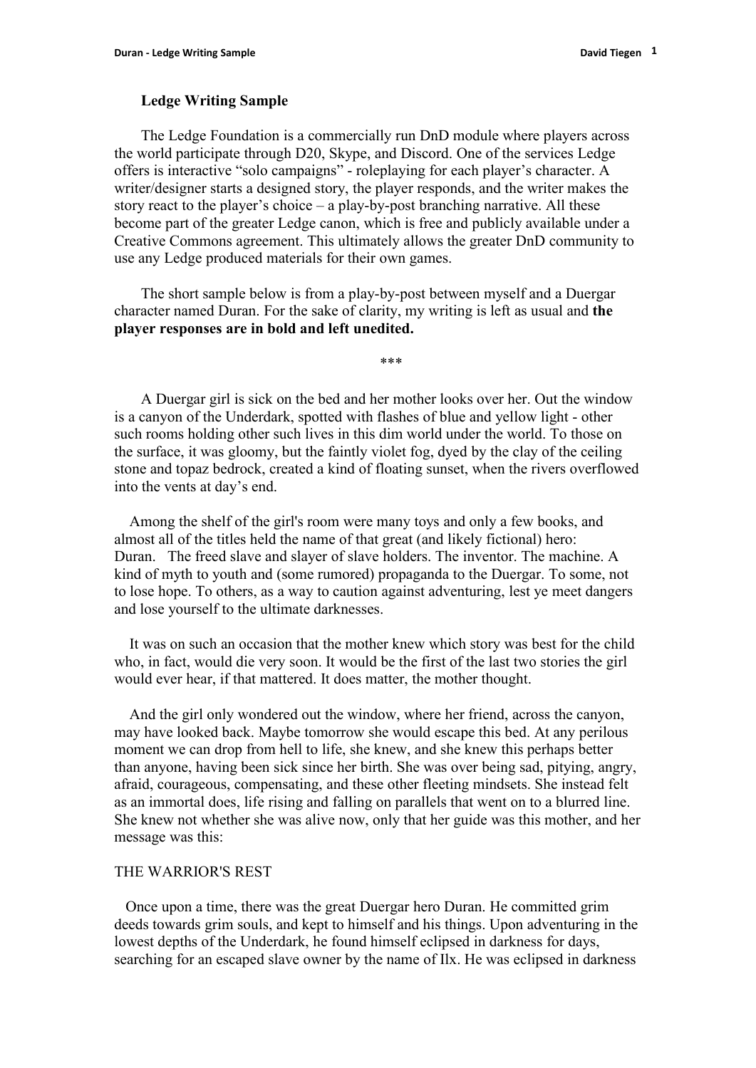**Ledge Writing Sample**

The Ledge Foundation is a commercially run DnD module where players across the world participate through D20, Skype, and Discord. One of the services Ledge offers is interactive "solo campaigns" - roleplaying for each player's character. A writer/designer starts a designed story, the player responds, and the writer makes the story react to the player's choice – a play-by-post branching narrative. All these become part of the greater Ledge canon, which is free and publicly available under a Creative Commons agreement. This ultimately allows the greater DnD community to use any Ledge produced materials for their own games.

The short sample below is from a play-by-post between myself and a Duergar character named Duran. For the sake of clarity, my writing is left as usual and **the player responses are in bold and left unedited.**

\*\*\*

A Duergar girl is sick on the bed and her mother looks over her. Out the window is a canyon of the Underdark, spotted with flashes of blue and yellow light - other such rooms holding other such lives in this dim world under the world. To those on the surface, it was gloomy, but the faintly violet fog, dyed by the clay of the ceiling stone and topaz bedrock, created a kind of floating sunset, when the rivers overflowed into the vents at day's end.

Among the shelf of the girl's room were many toys and only a few books, and almost all of the titles held the name of that great (and likely fictional) hero: Duran. The freed slave and slayer of slave holders. The inventor. The machine. A kind of myth to youth and (some rumored) propaganda to the Duergar. To some, not to lose hope. To others, as a way to caution against adventuring, lest ye meet dangers and lose yourself to the ultimate darknesses.

It was on such an occasion that the mother knew which story was best for the child who, in fact, would die very soon. It would be the first of the last two stories the girl would ever hear, if that mattered. It does matter, the mother thought.

And the girl only wondered out the window, where her friend, across the canyon, may have looked back. Maybe tomorrow she would escape this bed. At any perilous moment we can drop from hell to life, she knew, and she knew this perhaps better than anyone, having been sick since her birth. She was over being sad, pitying, angry, afraid, courageous, compensating, and these other fleeting mindsets. She instead felt as an immortal does, life rising and falling on parallels that went on to a blurred line. She knew not whether she was alive now, only that her guide was this mother, and her message was this:

THE WARRIOR'S REST

Once upon a time, there was the great Duergar hero Duran. He committed grim deeds towards grim souls, and kept to himself and his things. Upon adventuring in the lowest depths of the Underdark, he found himself eclipsed in darkness for days, searching for an escaped slave owner by the name of Ilx. He was eclipsed in darkness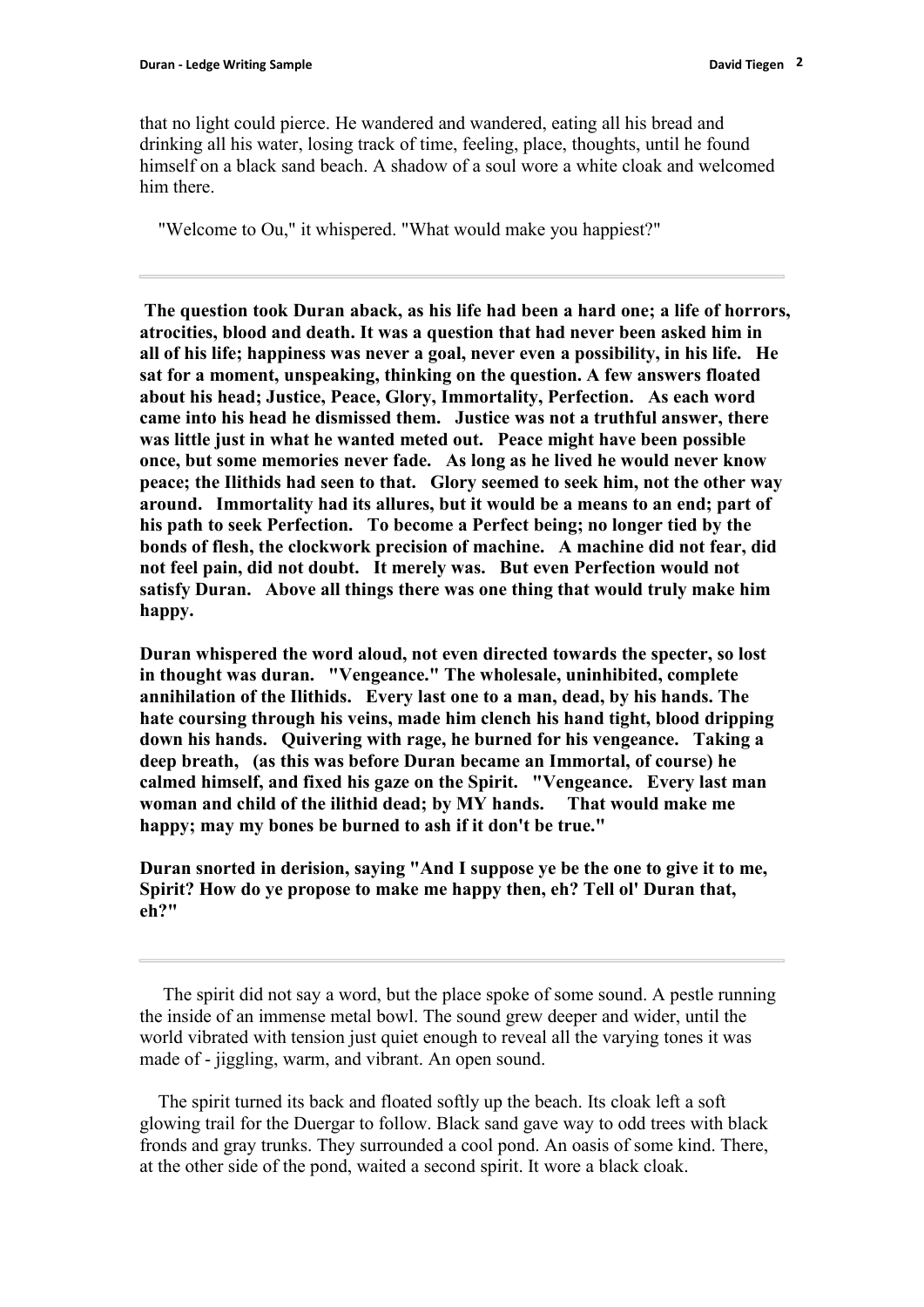that no light could pierce. He wandered and wandered, eating all his bread and drinking all his water, losing track of time, feeling, place, thoughts, until he found himself on a black sand beach. A shadow of a soul wore a white cloak and welcomed him there.

"Welcome to Ou," it whispered. "What would make you happiest?"

---

**The question took Duran aback, as his life had been a hard one; a life of horrors, atrocities, blood and death. It was a question that had never been asked him in all of his life; happiness was never a goal, never even a possibility, in his life. He sat for a moment, unspeaking, thinking on the question. A few answers floated about his head; Justice, Peace, Glory, Immortality, Perfection. As each word came into his head he dismissed them. Justice was not a truthful answer, there was little just in what he wanted meted out. Peace might have been possible once, but some memories never fade. As long as he lived he would never know peace; the Ilithids had seen to that. Glory seemed to seek him, not the other way around. Immortality had its allures, but it would be a means to an end; part of his path to seek Perfection. To become a Perfect being; no longer tied by the bonds of flesh, the clockwork precision of machine. A machine did not fear, did not feel pain, did not doubt. It merely was. But even Perfection would not satisfy Duran. Above all things there was one thing that would truly make him happy.**

**Duran whispered the word aloud, not even directed towards the specter, so lost in thought was duran. "Vengeance." The wholesale, uninhibited, complete annihilation of the Ilithids. Every last one to a man, dead, by his hands. The hate coursing through his veins, made him clench his hand tight, blood dripping down his hands. Quivering with rage, he burned for his vengeance. Taking a deep breath, (as this was before Duran became an Immortal, of course) he calmed himself, and fixed his gaze on the Spirit. "Vengeance. Every last man woman and child of the ilithid dead; by MY hands. That would make me happy; may my bones be burned to ash if it don't be true."**

**Duran snorted in derision, saying "And I suppose ye be the one to give it to me, Spirit? How do ye propose to make me happy then, eh? Tell ol' Duran that, eh?"**

---

The spirit did not say a word, but the place spoke of some sound. A pestle running the inside of an immense metal bowl. The sound grew deeper and wider, until the world vibrated with tension just quiet enough to reveal all the varying tones it was made of - jiggling, warm, and vibrant. An open sound.

The spirit turned its back and floated softly up the beach. Its cloak left a soft glowing trail for the Duergar to follow. Black sand gave way to odd trees with black fronds and gray trunks. They surrounded a cool pond. An oasis of some kind. There, at the other side of the pond, waited a second spirit. It wore a black cloak.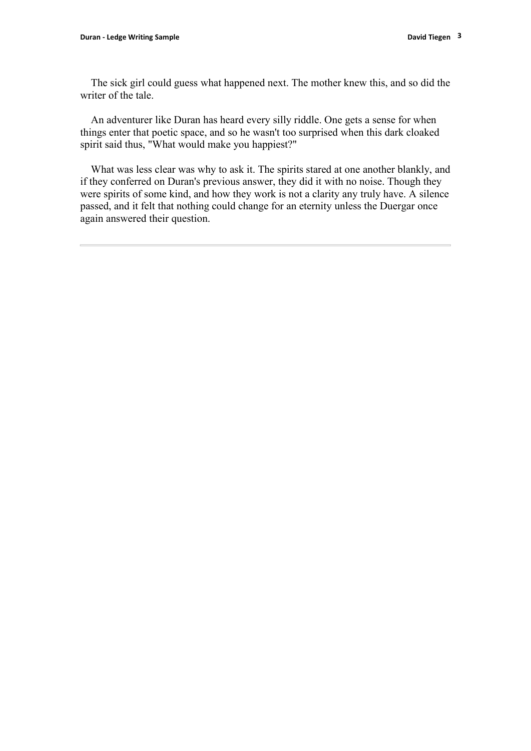The sick girl could guess what happened next. The mother knew this, and so did the writer of the tale.

An adventurer like Duran has heard every silly riddle. One gets a sense for when things enter that poetic space, and so he wasn't too surprised when this dark cloaked spirit said thus, "What would make you happiest?"

What was less clear was why to ask it. The spirits stared at one another blankly, and if they conferred on Duran's previous answer, they did it with no noise. Though they were spirits of some kind, and how they work is not a clarity any truly have. A silence passed, and it felt that nothing could change for an eternity unless the Duergar once again answered their question.

---